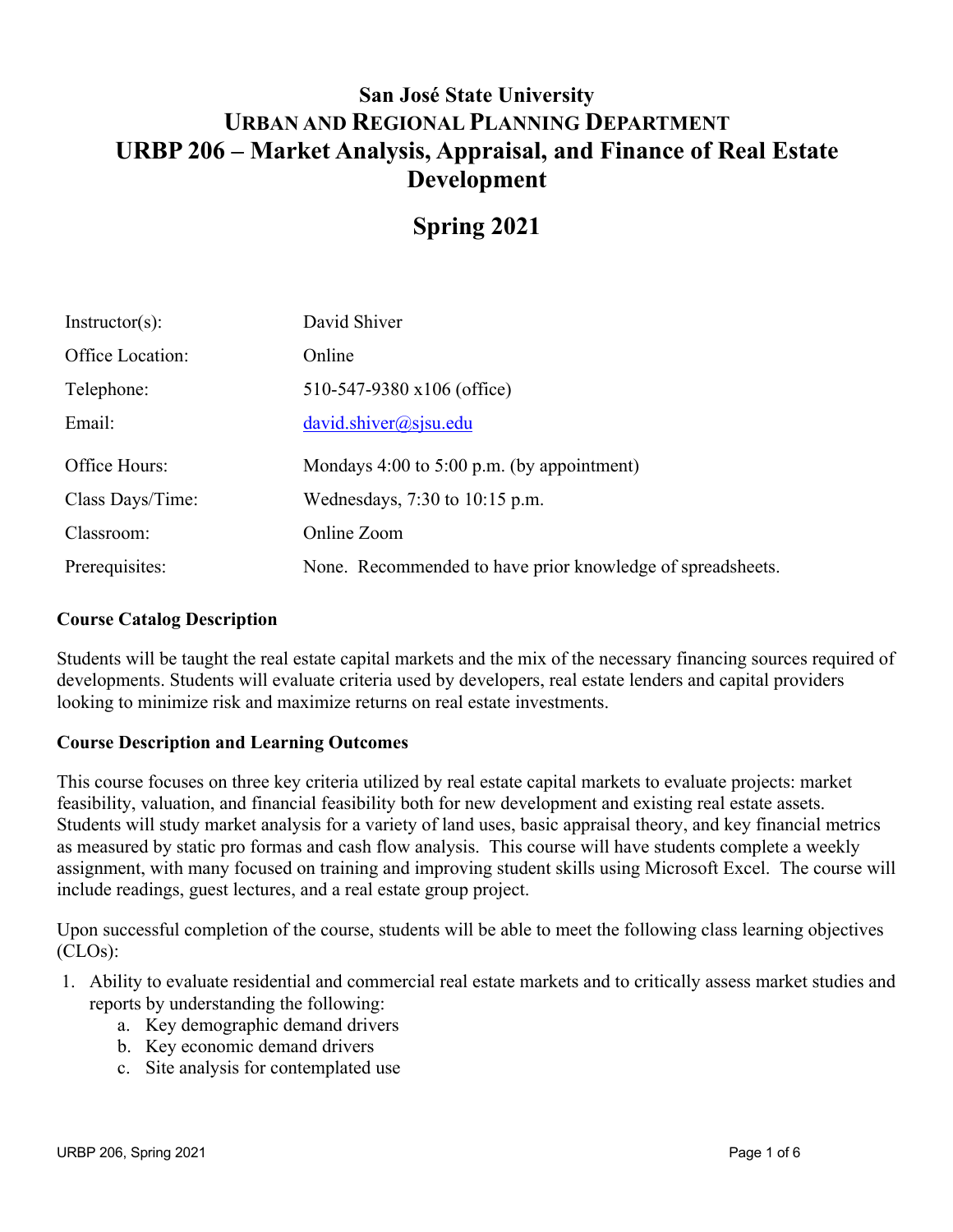# San José State University
## URBAN AND REGIONAL PLANNING DEPARTMENT
# URBP 206 – Market Analysis, Appraisal, and Finance of Real Estate Development

## Spring 2021

| | |
|---|---|
| Instructor(s): | David Shiver |
| Office Location: | Online |
| Telephone: | 510-547-9380 x106 (office) |
| Email: | david.shiver@sjsu.edu |
| Office Hours: | Mondays 4:00 to 5:00 p.m. (by appointment) |
| Class Days/Time: | Wednesdays, 7:30 to 10:15 p.m. |
| Classroom: | Online Zoom |
| Prerequisites: | None. Recommended to have prior knowledge of spreadsheets. |

**Course Catalog Description**

Students will be taught the real estate capital markets and the mix of the necessary financing sources required of developments. Students will evaluate criteria used by developers, real estate lenders and capital providers looking to minimize risk and maximize returns on real estate investments.

**Course Description and Learning Outcomes**

This course focuses on three key criteria utilized by real estate capital markets to evaluate projects: market feasibility, valuation, and financial feasibility both for new development and existing real estate assets. Students will study market analysis for a variety of land uses, basic appraisal theory, and key financial metrics as measured by static pro formas and cash flow analysis. This course will have students complete a weekly assignment, with many focused on training and improving student skills using Microsoft Excel. The course will include readings, guest lectures, and a real estate group project.

Upon successful completion of the course, students will be able to meet the following class learning objectives (CLOs):

1. Ability to evaluate residential and commercial real estate markets and to critically assess market studies and reports by understanding the following:
   a. Key demographic demand drivers
   b. Key economic demand drivers
   c. Site analysis for contemplated use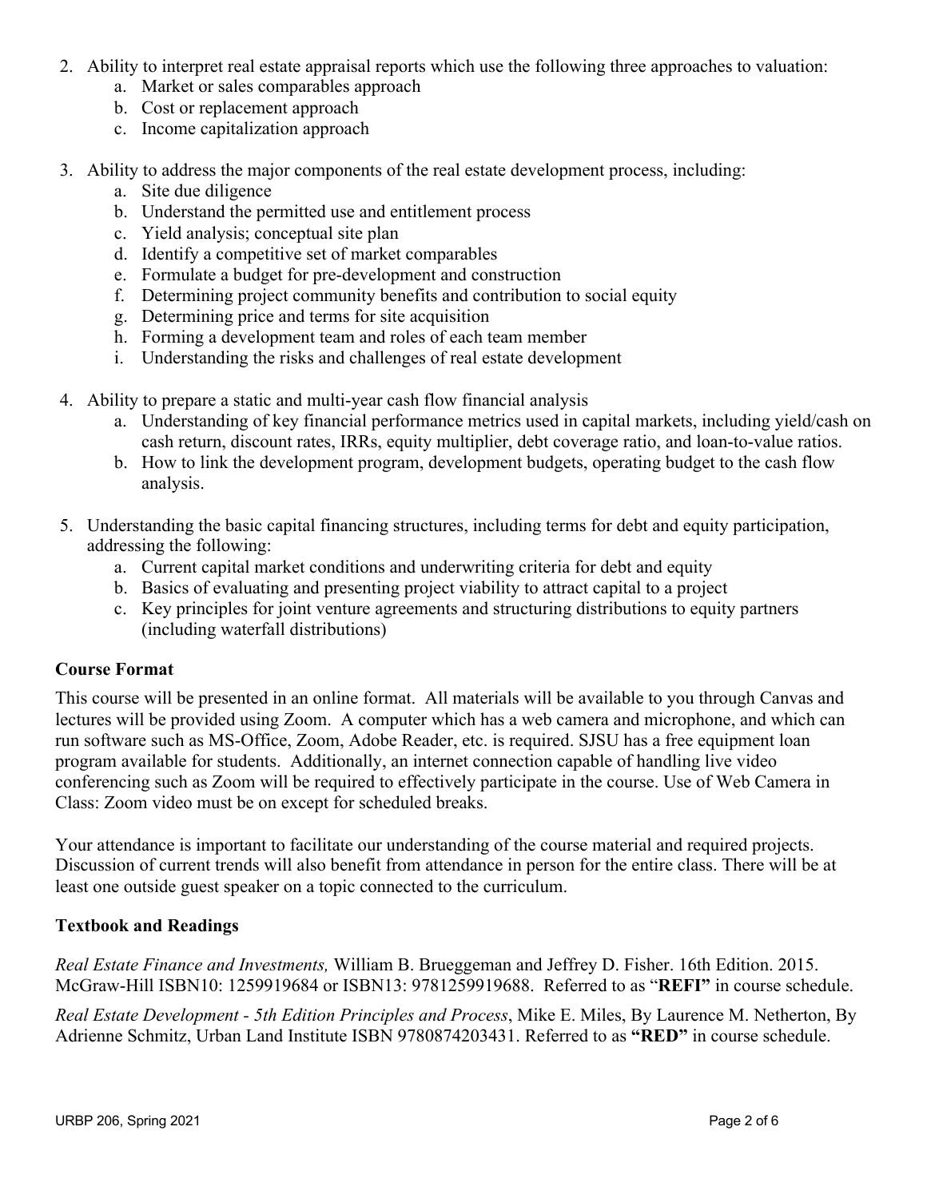2. Ability to interpret real estate appraisal reports which use the following three approaches to valuation:
    a. Market or sales comparables approach
    b. Cost or replacement approach
    c. Income capitalization approach

3. Ability to address the major components of the real estate development process, including:
    a. Site due diligence
    b. Understand the permitted use and entitlement process
    c. Yield analysis; conceptual site plan
    d. Identify a competitive set of market comparables
    e. Formulate a budget for pre-development and construction
    f. Determining project community benefits and contribution to social equity
    g. Determining price and terms for site acquisition
    h. Forming a development team and roles of each team member
    i. Understanding the risks and challenges of real estate development

4. Ability to prepare a static and multi-year cash flow financial analysis
    a. Understanding of key financial performance metrics used in capital markets, including yield/cash on cash return, discount rates, IRRs, equity multiplier, debt coverage ratio, and loan-to-value ratios.
    b. How to link the development program, development budgets, operating budget to the cash flow analysis.

5. Understanding the basic capital financing structures, including terms for debt and equity participation, addressing the following:
    a. Current capital market conditions and underwriting criteria for debt and equity
    b. Basics of evaluating and presenting project viability to attract capital to a project
    c. Key principles for joint venture agreements and structuring distributions to equity partners (including waterfall distributions)

### Course Format

This course will be presented in an online format. All materials will be available to you through Canvas and lectures will be provided using Zoom. A computer which has a web camera and microphone, and which can run software such as MS-Office, Zoom, Adobe Reader, etc. is required. SJSU has a free equipment loan program available for students. Additionally, an internet connection capable of handling live video conferencing such as Zoom will be required to effectively participate in the course. Use of Web Camera in Class: Zoom video must be on except for scheduled breaks.

Your attendance is important to facilitate our understanding of the course material and required projects. Discussion of current trends will also benefit from attendance in person for the entire class. There will be at least one outside guest speaker on a topic connected to the curriculum.

### Textbook and Readings

*Real Estate Finance and Investments,* William B. Brueggeman and Jeffrey D. Fisher. 16th Edition. 2015. McGraw-Hill ISBN10: 1259919684 or ISBN13: 9781259919688. Referred to as "**REFI**" in course schedule.

*Real Estate Development - 5th Edition Principles and Process*, Mike E. Miles, By Laurence M. Netherton, By Adrienne Schmitz, Urban Land Institute ISBN 9780874203431. Referred to as **"RED"** in course schedule.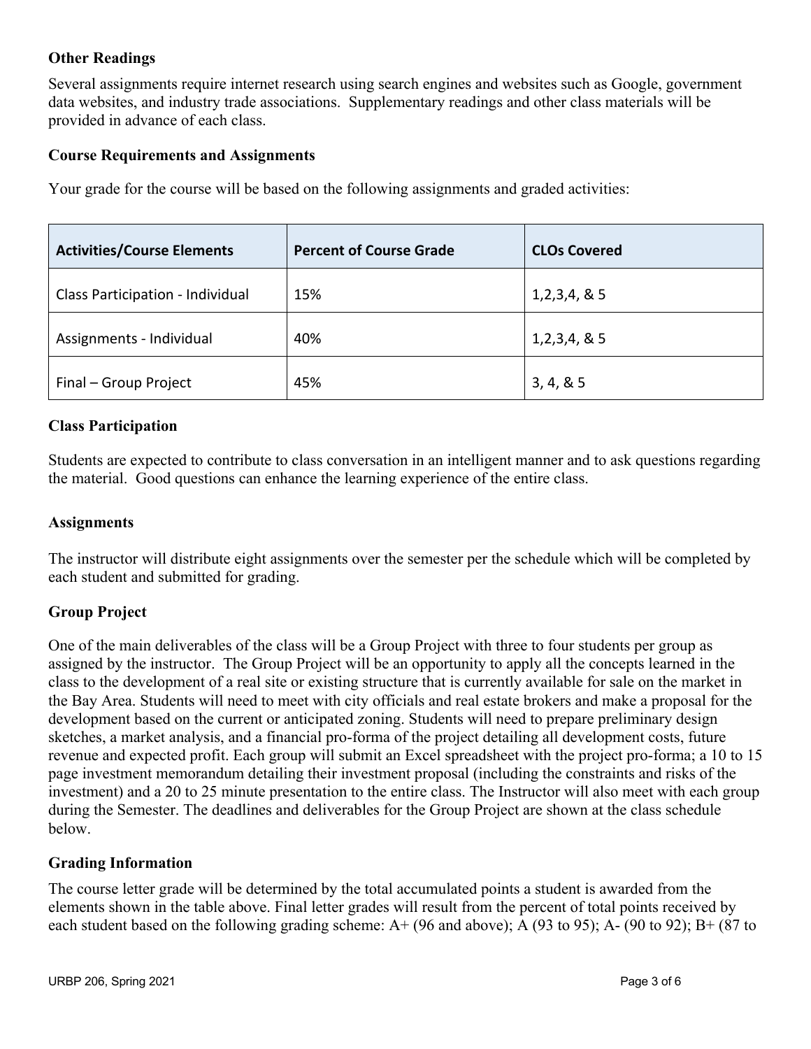### Other Readings

Several assignments require internet research using search engines and websites such as Google, government data websites, and industry trade associations. Supplementary readings and other class materials will be provided in advance of each class.

### Course Requirements and Assignments

Your grade for the course will be based on the following assignments and graded activities:

| Activities/Course Elements | Percent of Course Grade | CLOs Covered |
|---|---|---|
| Class Participation - Individual | 15% | 1,2,3,4, & 5 |
| Assignments - Individual | 40% | 1,2,3,4, & 5 |
| Final – Group Project | 45% | 3, 4, & 5 |

### Class Participation

Students are expected to contribute to class conversation in an intelligent manner and to ask questions regarding the material. Good questions can enhance the learning experience of the entire class.

### Assignments

The instructor will distribute eight assignments over the semester per the schedule which will be completed by each student and submitted for grading.

### Group Project

One of the main deliverables of the class will be a Group Project with three to four students per group as assigned by the instructor. The Group Project will be an opportunity to apply all the concepts learned in the class to the development of a real site or existing structure that is currently available for sale on the market in the Bay Area. Students will need to meet with city officials and real estate brokers and make a proposal for the development based on the current or anticipated zoning. Students will need to prepare preliminary design sketches, a market analysis, and a financial pro-forma of the project detailing all development costs, future revenue and expected profit. Each group will submit an Excel spreadsheet with the project pro-forma; a 10 to 15 page investment memorandum detailing their investment proposal (including the constraints and risks of the investment) and a 20 to 25 minute presentation to the entire class. The Instructor will also meet with each group during the Semester. The deadlines and deliverables for the Group Project are shown at the class schedule below.

### Grading Information

The course letter grade will be determined by the total accumulated points a student is awarded from the elements shown in the table above. Final letter grades will result from the percent of total points received by each student based on the following grading scheme: A+ (96 and above); A (93 to 95); A- (90 to 92); B+ (87 to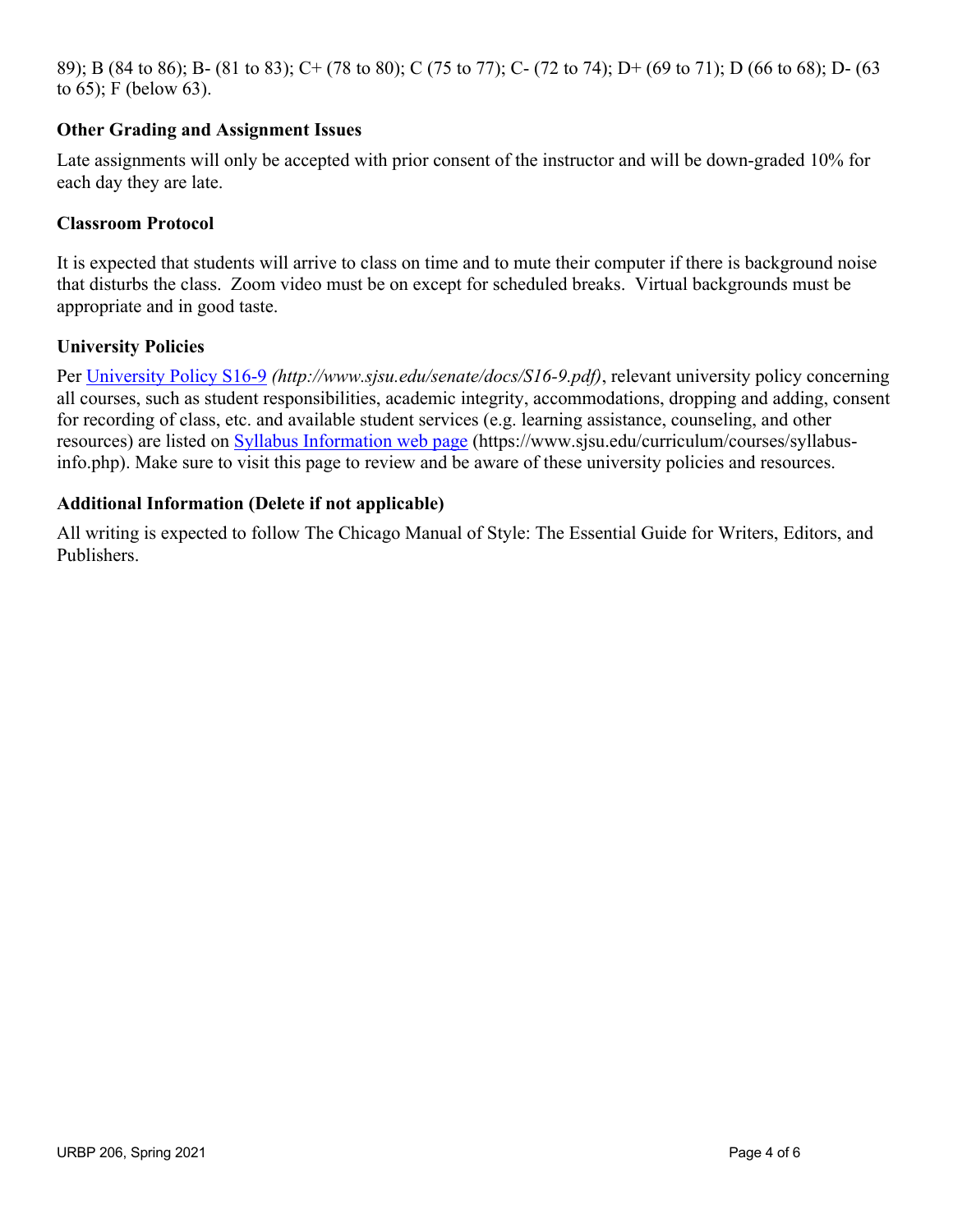89); B (84 to 86); B- (81 to 83); C+ (78 to 80); C (75 to 77); C- (72 to 74); D+ (69 to 71); D (66 to 68); D- (63 to 65); F (below 63).

### Other Grading and Assignment Issues

Late assignments will only be accepted with prior consent of the instructor and will be down-graded 10% for each day they are late.

### Classroom Protocol

It is expected that students will arrive to class on time and to mute their computer if there is background noise that disturbs the class. Zoom video must be on except for scheduled breaks. Virtual backgrounds must be appropriate and in good taste.

### University Policies

Per [University Policy S16-9](http://www.sjsu.edu/senate/docs/S16-9.pdf) *(http://www.sjsu.edu/senate/docs/S16-9.pdf)*, relevant university policy concerning all courses, such as student responsibilities, academic integrity, accommodations, dropping and adding, consent for recording of class, etc. and available student services (e.g. learning assistance, counseling, and other resources) are listed on [Syllabus Information web page](https://www.sjsu.edu/curriculum/courses/syllabus-info.php) (https://www.sjsu.edu/curriculum/courses/syllabus-info.php). Make sure to visit this page to review and be aware of these university policies and resources.

### Additional Information (Delete if not applicable)

All writing is expected to follow The Chicago Manual of Style: The Essential Guide for Writers, Editors, and Publishers.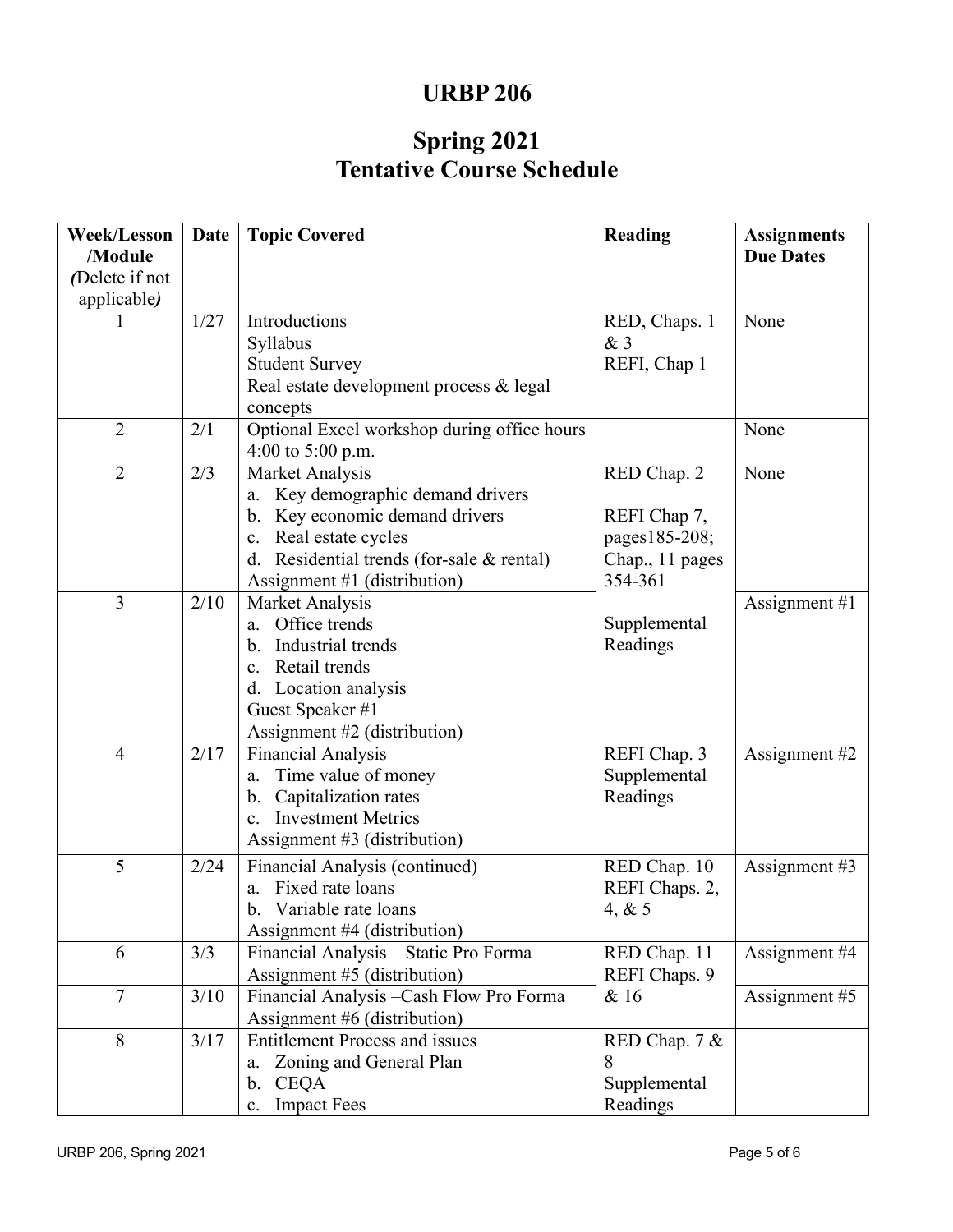# URBP 206

# Spring 2021
# Tentative Course Schedule

| Week/Lesson /Module *(Delete if not applicable)* | Date | Topic Covered | Reading | Assignments Due Dates |
|---|---|---|---|---|
| 1 | 1/27 | Introductions<br>Syllabus<br>Student Survey<br>Real estate development process & legal concepts | RED, Chaps. 1 & 3<br>REFI, Chap 1 | None |
| 2 | 2/1 | Optional Excel workshop during office hours 4:00 to 5:00 p.m. | | None |
| 2 | 2/3 | Market Analysis<br>a. Key demographic demand drivers<br>b. Key economic demand drivers<br>c. Real estate cycles<br>d. Residential trends (for-sale & rental)<br>Assignment #1 (distribution) | RED Chap. 2<br><br>REFI Chap 7, pages185-208; Chap., 11 pages 354-361<br><br>Supplemental Readings | None |
| 3 | 2/10 | Market Analysis<br>a. Office trends<br>b. Industrial trends<br>c. Retail trends<br>d. Location analysis<br>Guest Speaker #1<br>Assignment #2 (distribution) | | Assignment #1 |
| 4 | 2/17 | Financial Analysis<br>a. Time value of money<br>b. Capitalization rates<br>c. Investment Metrics<br>Assignment #3 (distribution) | REFI Chap. 3<br>Supplemental Readings | Assignment #2 |
| 5 | 2/24 | Financial Analysis (continued)<br>a. Fixed rate loans<br>b. Variable rate loans<br>Assignment #4 (distribution) | RED Chap. 10<br>REFI Chaps. 2, 4, & 5 | Assignment #3 |
| 6 | 3/3 | Financial Analysis – Static Pro Forma<br>Assignment #5 (distribution) | RED Chap. 11<br>REFI Chaps. 9 & 16 | Assignment #4 |
| 7 | 3/10 | Financial Analysis –Cash Flow Pro Forma<br>Assignment #6 (distribution) | | Assignment #5 |
| 8 | 3/17 | Entitlement Process and issues<br>a. Zoning and General Plan<br>b. CEQA<br>c. Impact Fees | RED Chap. 7 & 8<br>Supplemental Readings | |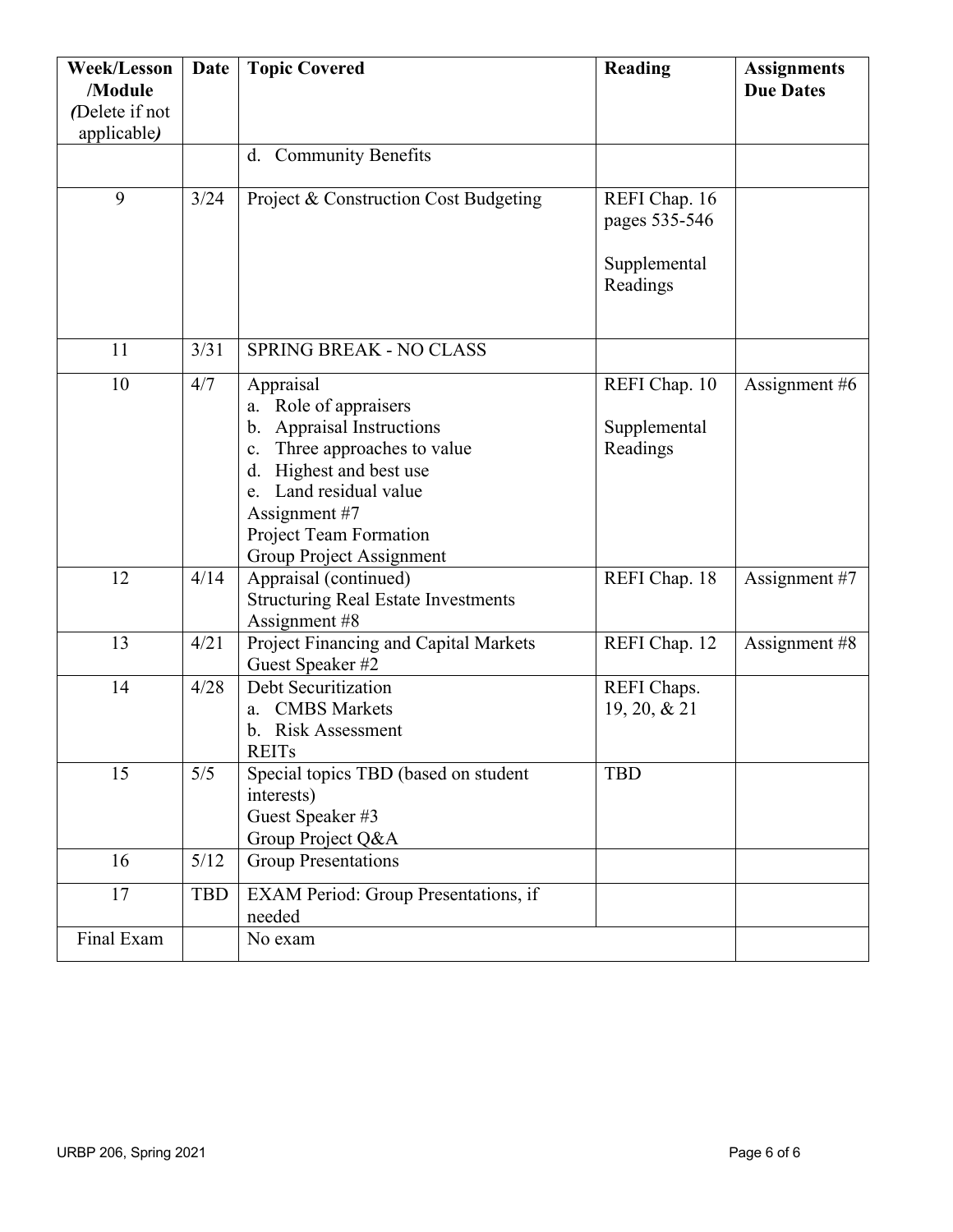| Week/Lesson /Module *(Delete if not applicable)* | Date | Topic Covered | Reading | Assignments Due Dates |
|---|---|---|---|---|
| | | d. Community Benefits | | |
| 9 | 3/24 | Project & Construction Cost Budgeting | REFI Chap. 16 pages 535-546<br><br>Supplemental Readings | |
| 11 | 3/31 | SPRING BREAK - NO CLASS | | |
| 10 | 4/7 | Appraisal<br>a. Role of appraisers<br>b. Appraisal Instructions<br>c. Three approaches to value<br>d. Highest and best use<br>e. Land residual value<br>Assignment #7<br>Project Team Formation<br>Group Project Assignment | REFI Chap. 10<br><br>Supplemental Readings | Assignment #6 |
| 12 | 4/14 | Appraisal (continued)<br>Structuring Real Estate Investments<br>Assignment #8 | REFI Chap. 18 | Assignment #7 |
| 13 | 4/21 | Project Financing and Capital Markets<br>Guest Speaker #2 | REFI Chap. 12 | Assignment #8 |
| 14 | 4/28 | Debt Securitization<br>a. CMBS Markets<br>b. Risk Assessment<br>REITs | REFI Chaps. 19, 20, & 21 | |
| 15 | 5/5 | Special topics TBD (based on student interests)<br>Guest Speaker #3<br>Group Project Q&A | TBD | |
| 16 | 5/12 | Group Presentations | | |
| 17 | TBD | EXAM Period: Group Presentations, if needed | | |
| Final Exam | | No exam | | |